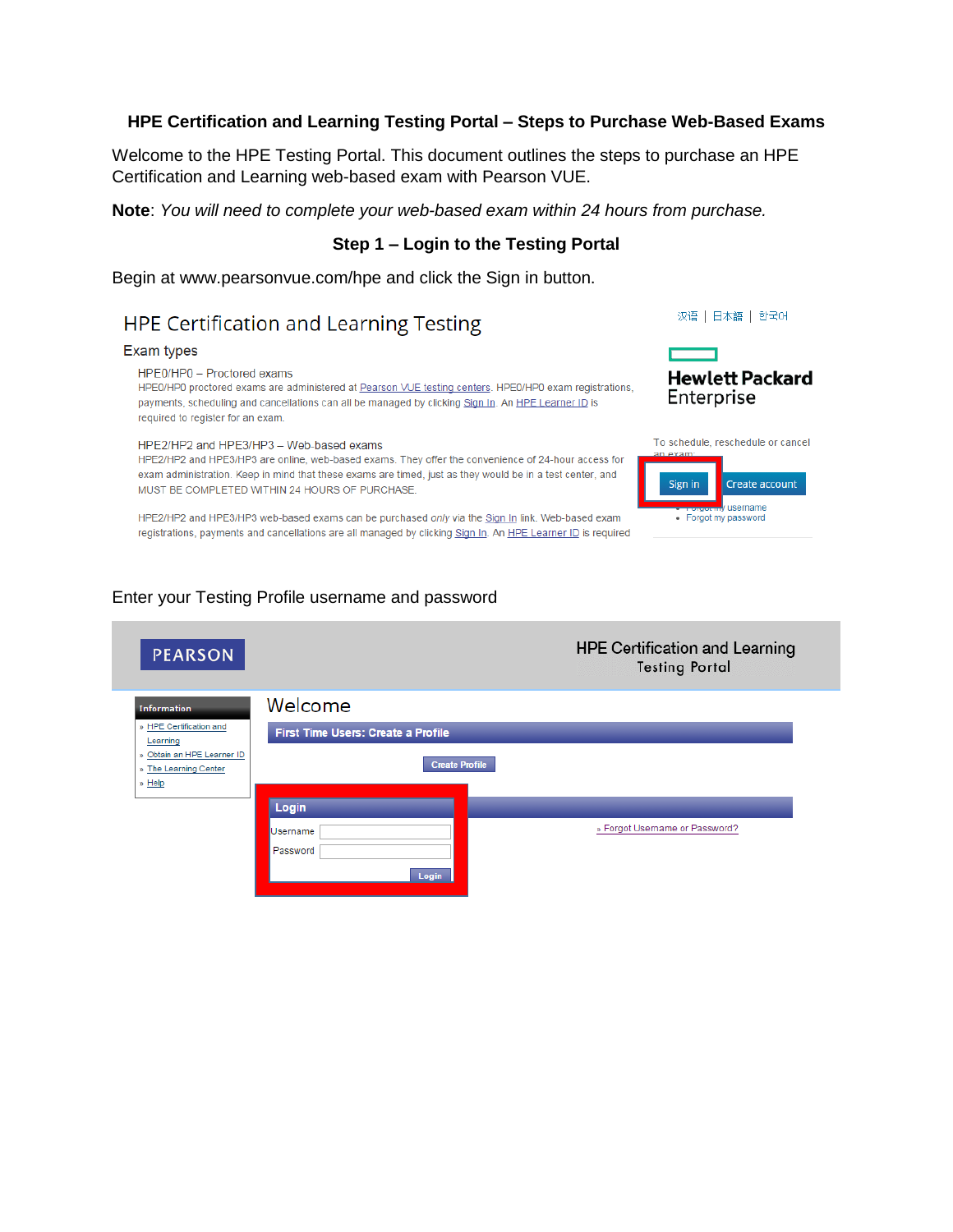# HPE Certification and Learning Testing Portal – Steps to Purchase Web-Based Exams

Welcome to the HPE Testing Portal. This document outlines the steps to purchase an HPE Certification and Learning web-based exam with Pearson VUE.

**Note**: *You will need to complete your web-based exam within 24 hours from purchase.*

## Step 1 – Login to the Testing Portal

Begin at www.pearsonvue.com/hpe and click the Sign in button.

Enter your Testing Profile username and password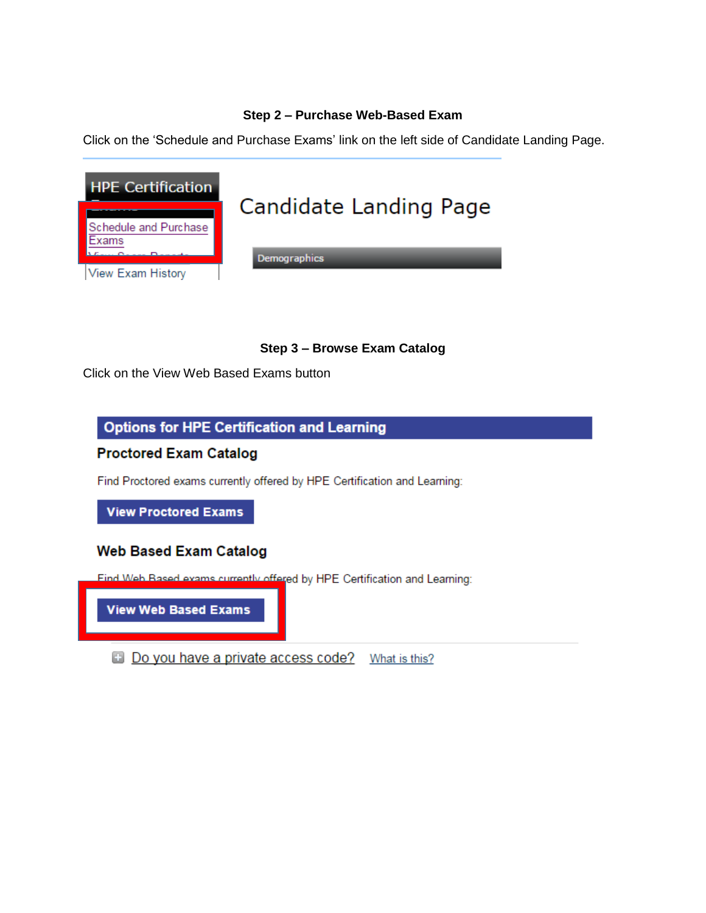### Step 2 – Purchase Web-Based Exam

Click on the 'Schedule and Purchase Exams' link on the left side of Candidate Landing Page.

HPE Certification Exams

Schedule and Purchase Exams

View Score Reports

View Exam History

Candidate Landing Page

Demographics

### Step 3 – Browse Exam Catalog

Click on the View Web Based Exams button

**Options for HPE Certification and Learning**

**Proctored Exam Catalog**

Find Proctored exams currently offered by HPE Certification and Learning:

**View Proctored Exams**

**Web Based Exam Catalog**

Find Web Based exams currently offered by HPE Certification and Learning:

**View Web Based Exams**

Do you have a private access code? What is this?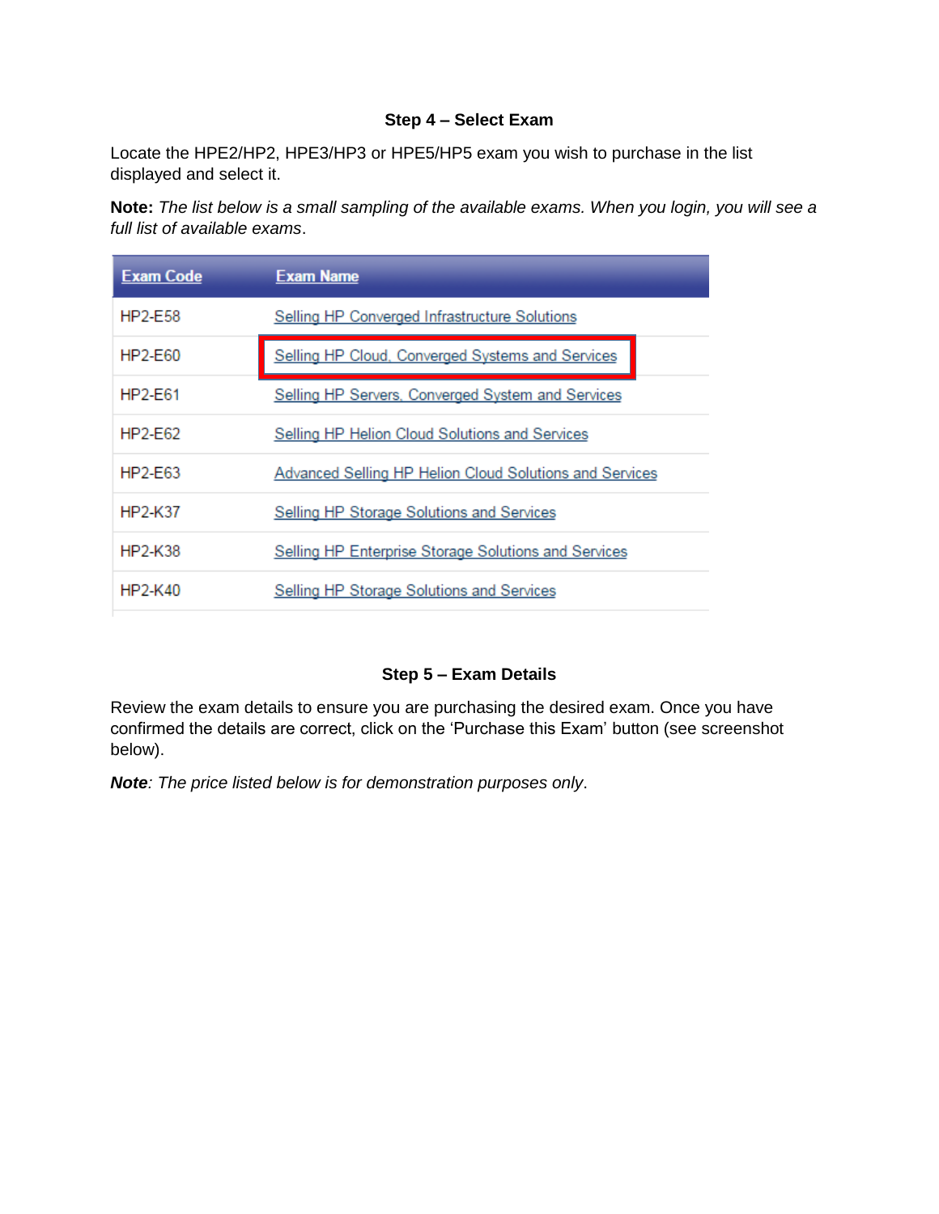### Step 4 – Select Exam

Locate the HPE2/HP2, HPE3/HP3 or HPE5/HP5 exam you wish to purchase in the list displayed and select it.

**Note:** *The list below is a small sampling of the available exams. When you login, you will see a full list of available exams*.

| Exam Code | Exam Name |
|---|---|
| HP2-E58 | Selling HP Converged Infrastructure Solutions |
| HP2-E60 | Selling HP Cloud, Converged Systems and Services |
| HP2-E61 | Selling HP Servers, Converged System and Services |
| HP2-E62 | Selling HP Helion Cloud Solutions and Services |
| HP2-E63 | Advanced Selling HP Helion Cloud Solutions and Services |
| HP2-K37 | Selling HP Storage Solutions and Services |
| HP2-K38 | Selling HP Enterprise Storage Solutions and Services |
| HP2-K40 | Selling HP Storage Solutions and Services |

### Step 5 – Exam Details

Review the exam details to ensure you are purchasing the desired exam. Once you have confirmed the details are correct, click on the 'Purchase this Exam' button (see screenshot below).

***Note***: *The price listed below is for demonstration purposes only*.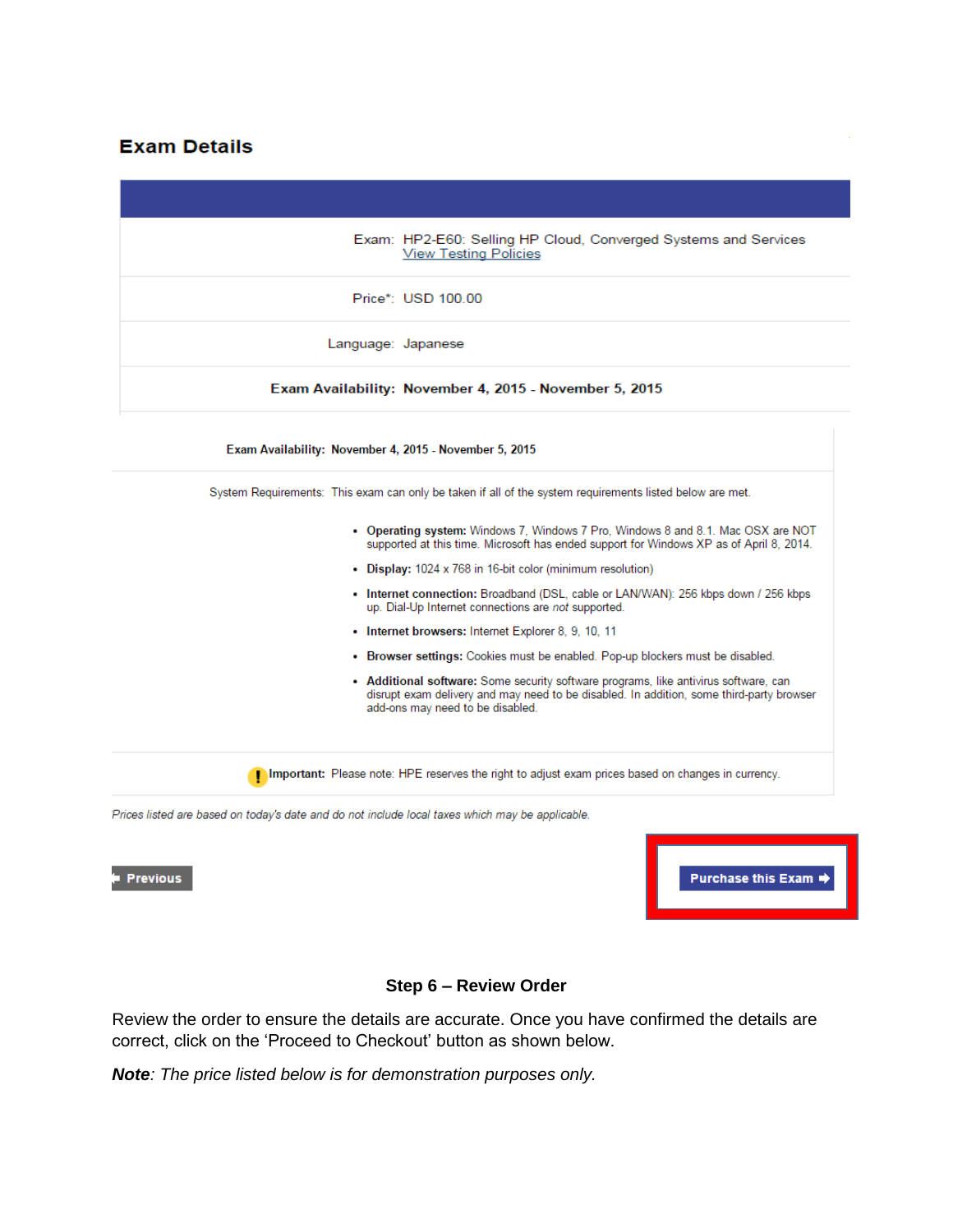## Exam Details

| | |
|---|---|
| Exam: | HP2-E60: Selling HP Cloud, Converged Systems and Services<br>View Testing Policies |
| Price*: | USD 100.00 |
| Language: | Japanese |
| **Exam Availability:** | **November 4, 2015 - November 5, 2015** |

| | |
|---|---|
| **Exam Availability:** | **November 4, 2015 - November 5, 2015** |
| System Requirements: | This exam can only be taken if all of the system requirements listed below are met. |

- **Operating system:** Windows 7, Windows 7 Pro, Windows 8 and 8.1. Mac OSX are NOT supported at this time. Microsoft has ended support for Windows XP as of April 8, 2014.
- **Display:** 1024 x 768 in 16-bit color (minimum resolution)
- **Internet connection:** Broadband (DSL, cable or LAN/WAN): 256 kbps down / 256 kbps up. Dial-Up Internet connections are *not* supported.
- **Internet browsers:** Internet Explorer 8, 9, 10, 11
- **Browser settings:** Cookies must be enabled. Pop-up blockers must be disabled.
- **Additional software:** Some security software programs, like antivirus software, can disrupt exam delivery and may need to be disabled. In addition, some third-party browser add-ons may need to be disabled.

**Important:** Please note: HPE reserves the right to adjust exam prices based on changes in currency.

*Prices listed are based on today's date and do not include local taxes which may be applicable.*

Previous | Purchase this Exam

**Step 6 – Review Order**

Review the order to ensure the details are accurate. Once you have confirmed the details are correct, click on the 'Proceed to Checkout' button as shown below.

***Note**: The price listed below is for demonstration purposes only.*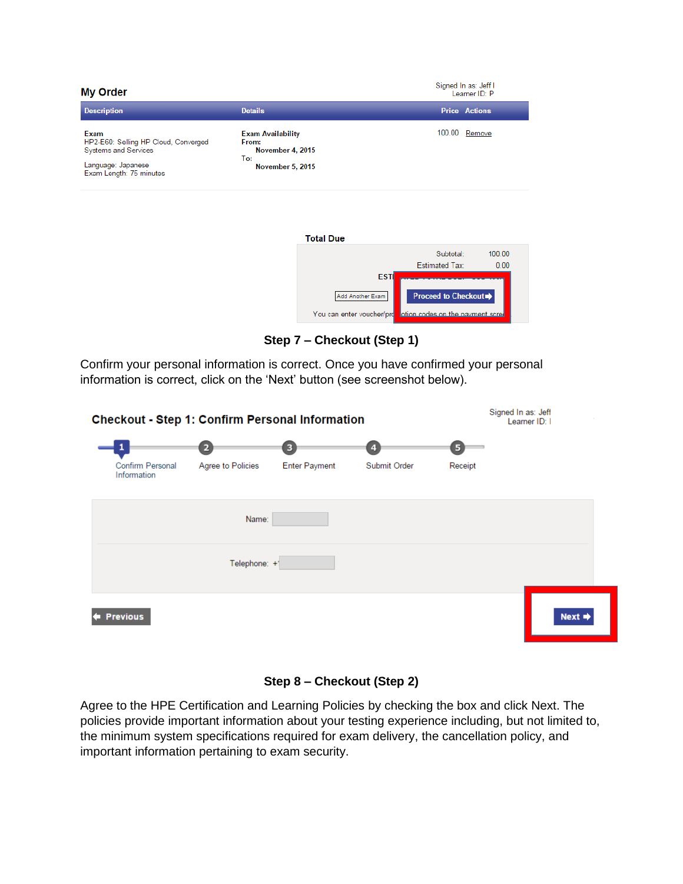My Order

Signed In as: Jeff I
Learner ID: P

| Description | Details | Price | Actions |
|---|---|---|---|
| Exam<br>HP2-E60: Selling HP Cloud, Converged Systems and Services<br>Language: Japanese<br>Exam Length: 75 minutes | Exam Availability<br>From: November 4, 2015<br>To: November 5, 2015 | 100.00 | Remove |

Total Due

Subtotal: 100.00
Estimated Tax: 0.00

Add Another Exam | Proceed to Checkout

You can enter voucher/promotion codes on the payment screen

## Step 7 – Checkout (Step 1)

Confirm your personal information is correct. Once you have confirmed your personal information is correct, click on the 'Next' button (see screenshot below).

Checkout - Step 1: Confirm Personal Information

Signed In as: Jeff
Learner ID: I

1 Confirm Personal Information — 2 Agree to Policies — 3 Enter Payment — 4 Submit Order — 5 Receipt

Name:

Telephone: +

Previous | Next

## Step 8 – Checkout (Step 2)

Agree to the HPE Certification and Learning Policies by checking the box and click Next. The policies provide important information about your testing experience including, but not limited to, the minimum system specifications required for exam delivery, the cancellation policy, and important information pertaining to exam security.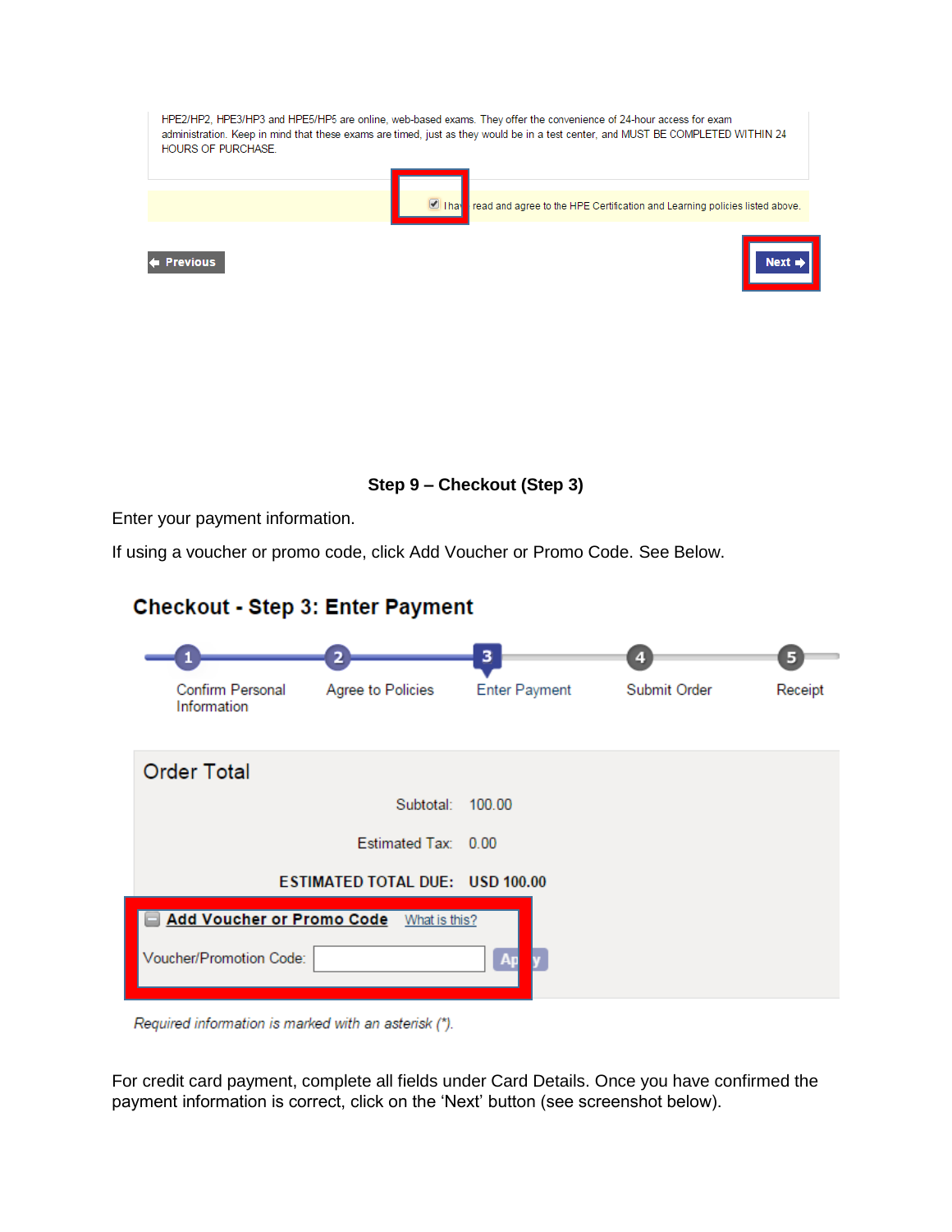HPE2/HP2, HPE3/HP3 and HPE5/HP5 are online, web-based exams. They offer the convenience of 24-hour access for exam administration. Keep in mind that these exams are timed, just as they would be in a test center, and MUST BE COMPLETED WITHIN 24 HOURS OF PURCHASE.

☑ I have read and agree to the HPE Certification and Learning policies listed above.

Previous | Next

**Step 9 – Checkout (Step 3)**

Enter your payment information.

If using a voucher or promo code, click Add Voucher or Promo Code. See Below.

## Checkout - Step 3: Enter Payment

1 Confirm Personal Information — 2 Agree to Policies — 3 Enter Payment — 4 Submit Order — 5 Receipt

Order Total

| | |
|---|---|
| Subtotal: | 100.00 |
| Estimated Tax: | 0.00 |
| **ESTIMATED TOTAL DUE:** | **USD 100.00** |

**Add Voucher or Promo Code** What is this?

Voucher/Promotion Code: [ ] Apply

*Required information is marked with an asterisk (\*).*

For credit card payment, complete all fields under Card Details. Once you have confirmed the payment information is correct, click on the 'Next' button (see screenshot below).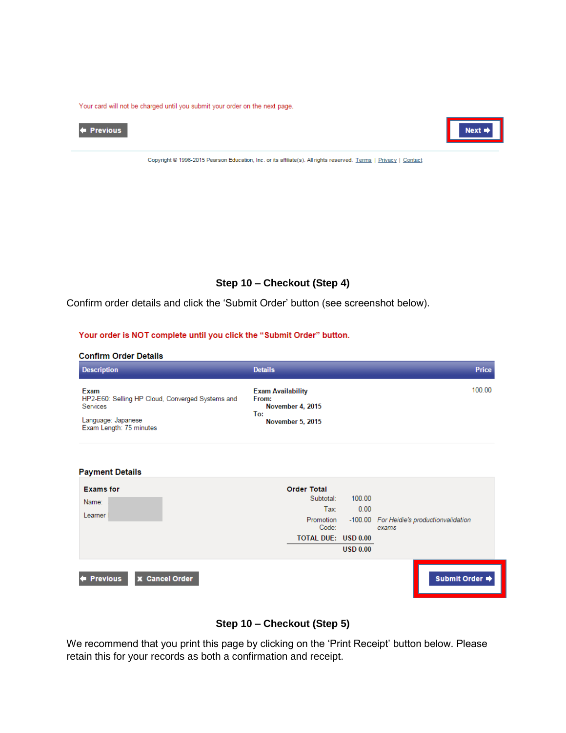Your card will not be charged until you submit your order on the next page.

Previous | Next

Copyright © 1996-2015 Pearson Education, Inc. or its affiliate(s). All rights reserved. Terms | Privacy | Contact

### Step 10 – Checkout (Step 4)

Confirm order details and click the 'Submit Order' button (see screenshot below).

**Your order is NOT complete until you click the "Submit Order" button.**

**Confirm Order Details**

| Description | Details | Price |
|---|---|---|
| **Exam**<br>HP2-E60: Selling HP Cloud, Converged Systems and Services<br><br>Language: Japanese<br>Exam Length: 75 minutes | **Exam Availability**<br>**From:**<br>**November 4, 2015**<br>**To:**<br>**November 5, 2015** | 100.00 |

**Payment Details**

**Exams for**

Name:

Learner I

**Order Total**

| | | |
|---|---|---|
| Subtotal: | 100.00 | |
| Tax: | 0.00 | |
| Promotion Code: | -100.00 | *For Heidie's productionvalidation exams* |
| **TOTAL DUE:** | **USD 0.00** | |
| | **USD 0.00** | |

Previous | Cancel Order | Submit Order

### Step 10 – Checkout (Step 5)

We recommend that you print this page by clicking on the 'Print Receipt' button below. Please retain this for your records as both a confirmation and receipt.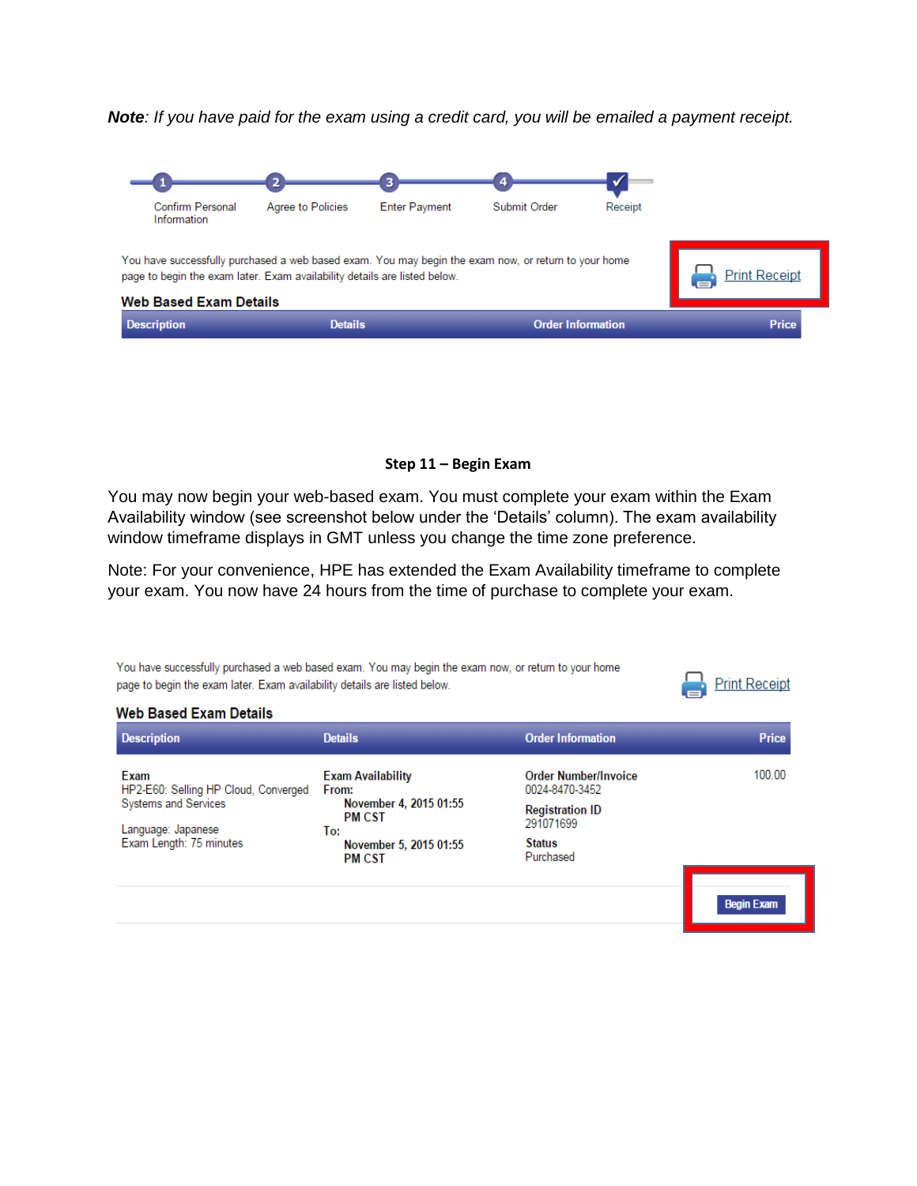***Note**: If you have paid for the exam using a credit card, you will be emailed a payment receipt.*

1 Confirm Personal Information | 2 Agree to Policies | 3 Enter Payment | 4 Submit Order | ✓ Receipt

You have successfully purchased a web based exam. You may begin the exam now, or return to your home page to begin the exam later. Exam availability details are listed below.

Print Receipt

**Web Based Exam Details**

| Description | Details | Order Information | Price |
|---|---|---|---|

**Step 11 – Begin Exam**

You may now begin your web-based exam. You must complete your exam within the Exam Availability window (see screenshot below under the 'Details' column). The exam availability window timeframe displays in GMT unless you change the time zone preference.

Note: For your convenience, HPE has extended the Exam Availability timeframe to complete your exam. You now have 24 hours from the time of purchase to complete your exam.

You have successfully purchased a web based exam. You may begin the exam now, or return to your home page to begin the exam later. Exam availability details are listed below.

Print Receipt

**Web Based Exam Details**

| Description | Details | Order Information | Price |
|---|---|---|---|
| Exam<br>HP2-E60: Selling HP Cloud, Converged Systems and Services<br><br>Language: Japanese<br>Exam Length: 75 minutes | **Exam Availability**<br>From:<br>**November 4, 2015 01:55 PM CST**<br>To:<br>**November 5, 2015 01:55 PM CST** | **Order Number/Invoice**<br>0024-8470-3452<br>**Registration ID**<br>291071699<br>**Status**<br>Purchased | 100.00 |

Begin Exam